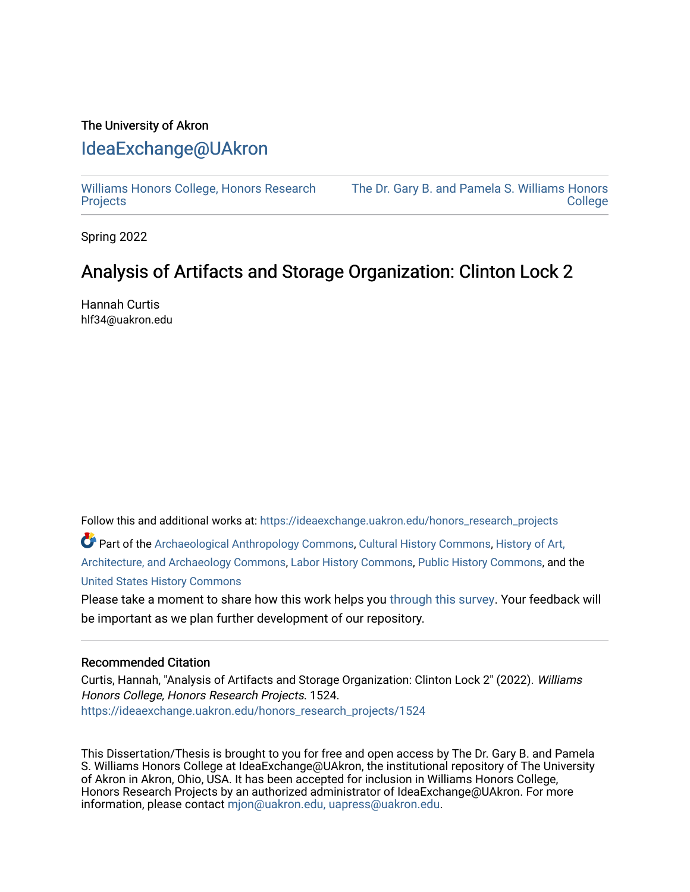The University of Akron

# IdeaExchange@UAkron

Williams Honors College, Honors Research Projects | The Dr. Gary B. and Pamela S. Williams Honors College

Spring 2022

## Analysis of Artifacts and Storage Organization: Clinton Lock 2

Hannah Curtis
hlf34@uakron.edu

Follow this and additional works at: https://ideaexchange.uakron.edu/honors_research_projects

Part of the Archaeological Anthropology Commons, Cultural History Commons, History of Art, Architecture, and Archaeology Commons, Labor History Commons, Public History Commons, and the United States History Commons

Please take a moment to share how this work helps you through this survey. Your feedback will be important as we plan further development of our repository.

### Recommended Citation

Curtis, Hannah, "Analysis of Artifacts and Storage Organization: Clinton Lock 2" (2022). *Williams Honors College, Honors Research Projects*. 1524.
https://ideaexchange.uakron.edu/honors_research_projects/1524

This Dissertation/Thesis is brought to you for free and open access by The Dr. Gary B. and Pamela S. Williams Honors College at IdeaExchange@UAkron, the institutional repository of The University of Akron in Akron, Ohio, USA. It has been accepted for inclusion in Williams Honors College, Honors Research Projects by an authorized administrator of IdeaExchange@UAkron. For more information, please contact mjon@uakron.edu, uapress@uakron.edu.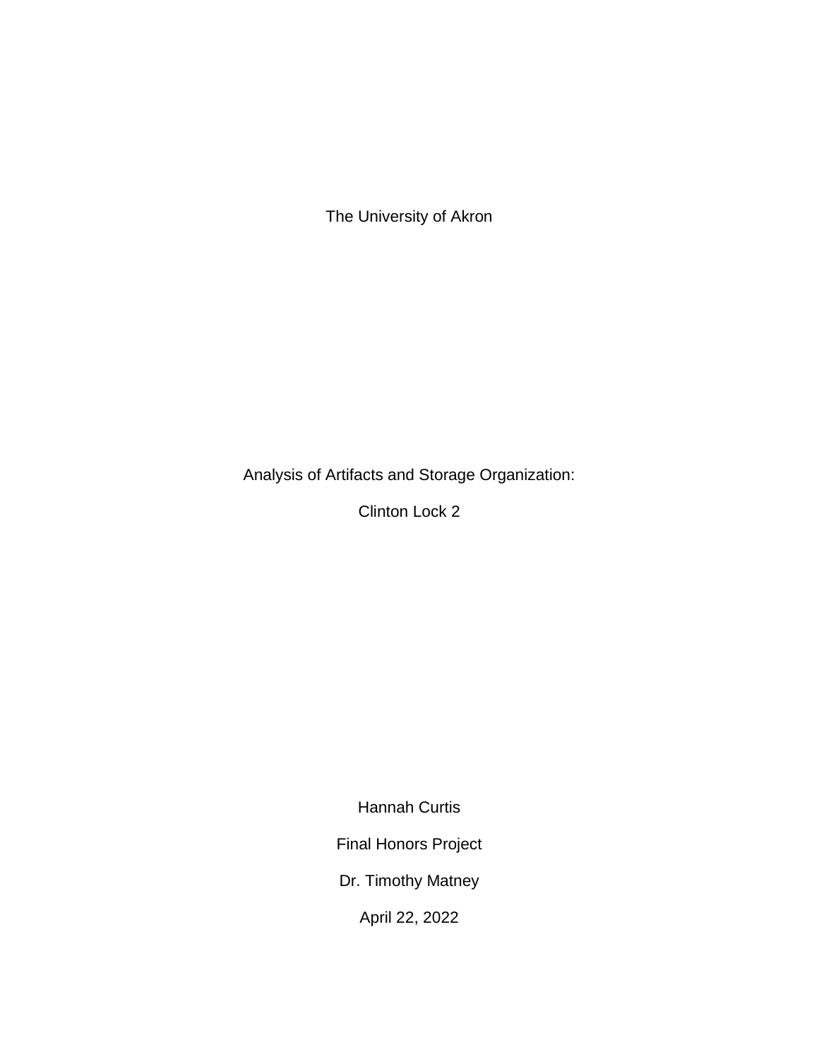The University of Akron

# Analysis of Artifacts and Storage Organization:

# Clinton Lock 2

Hannah Curtis

Final Honors Project

Dr. Timothy Matney

April 22, 2022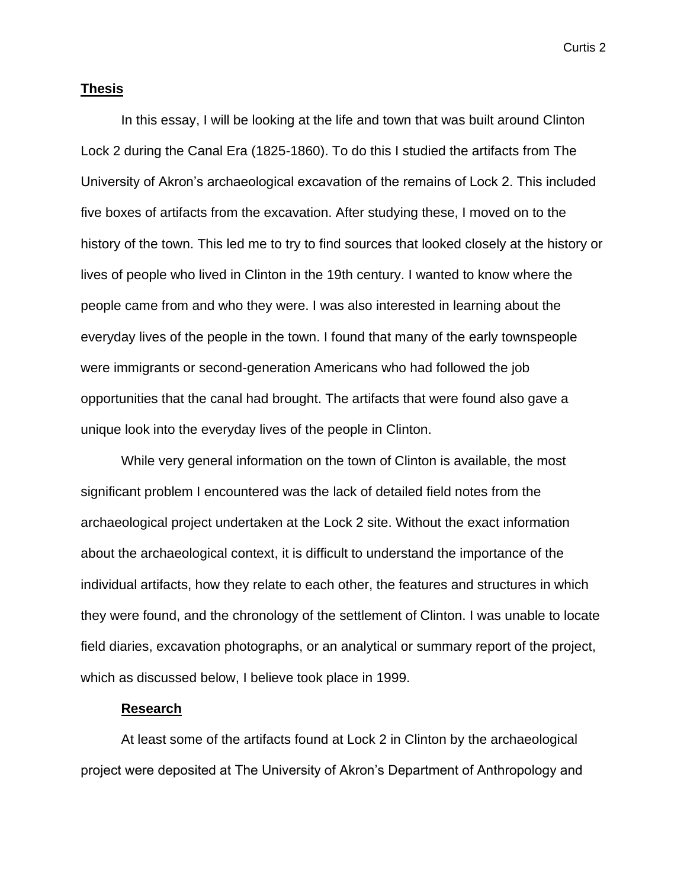## Thesis

In this essay, I will be looking at the life and town that was built around Clinton Lock 2 during the Canal Era (1825-1860). To do this I studied the artifacts from The University of Akron's archaeological excavation of the remains of Lock 2. This included five boxes of artifacts from the excavation. After studying these, I moved on to the history of the town. This led me to try to find sources that looked closely at the history or lives of people who lived in Clinton in the 19th century. I wanted to know where the people came from and who they were. I was also interested in learning about the everyday lives of the people in the town. I found that many of the early townspeople were immigrants or second-generation Americans who had followed the job opportunities that the canal had brought. The artifacts that were found also gave a unique look into the everyday lives of the people in Clinton.

While very general information on the town of Clinton is available, the most significant problem I encountered was the lack of detailed field notes from the archaeological project undertaken at the Lock 2 site. Without the exact information about the archaeological context, it is difficult to understand the importance of the individual artifacts, how they relate to each other, the features and structures in which they were found, and the chronology of the settlement of Clinton. I was unable to locate field diaries, excavation photographs, or an analytical or summary report of the project, which as discussed below, I believe took place in 1999.

### Research

At least some of the artifacts found at Lock 2 in Clinton by the archaeological project were deposited at The University of Akron's Department of Anthropology and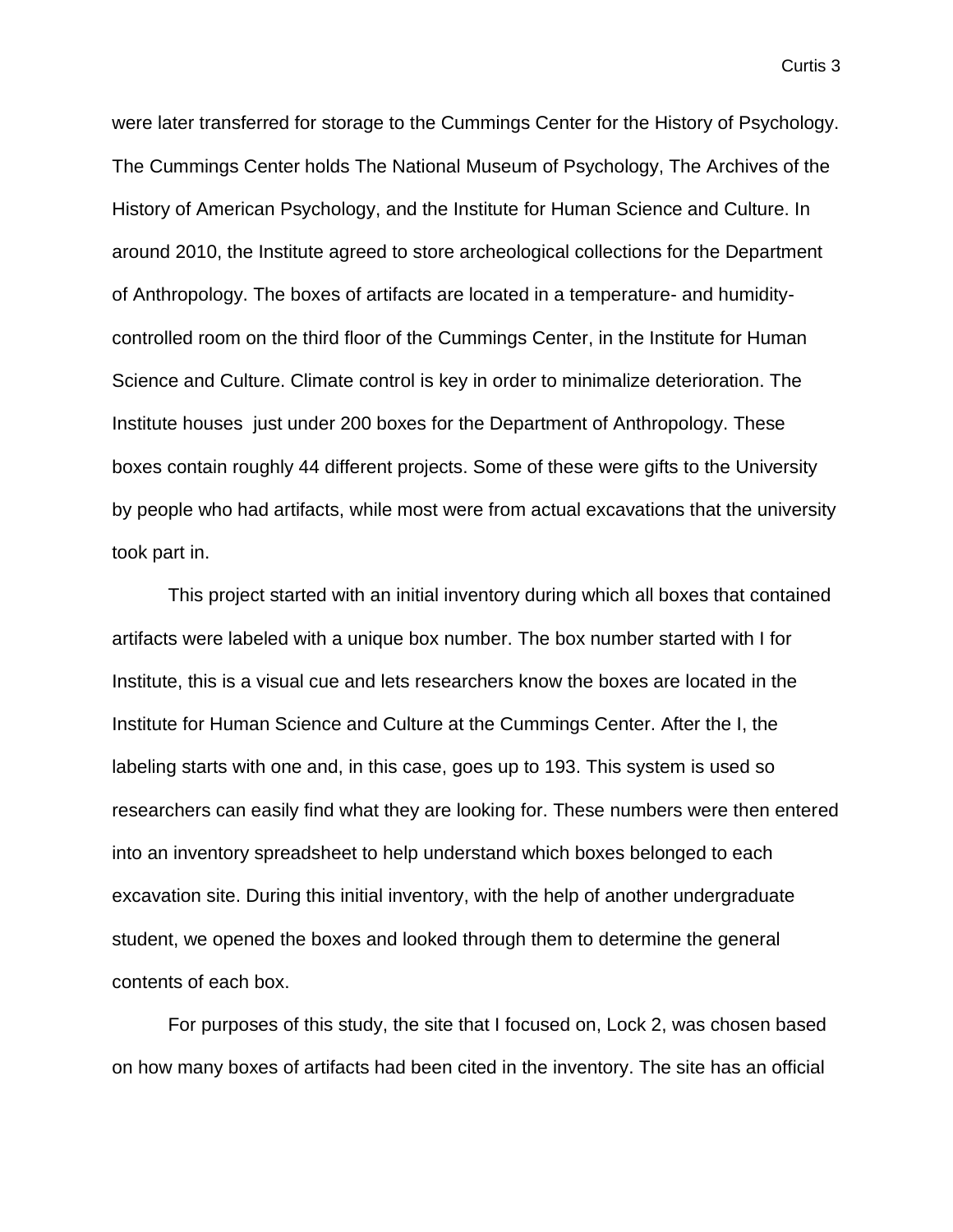were later transferred for storage to the Cummings Center for the History of Psychology. The Cummings Center holds The National Museum of Psychology, The Archives of the History of American Psychology, and the Institute for Human Science and Culture. In around 2010, the Institute agreed to store archeological collections for the Department of Anthropology. The boxes of artifacts are located in a temperature- and humidity-controlled room on the third floor of the Cummings Center, in the Institute for Human Science and Culture. Climate control is key in order to minimalize deterioration. The Institute houses just under 200 boxes for the Department of Anthropology. These boxes contain roughly 44 different projects. Some of these were gifts to the University by people who had artifacts, while most were from actual excavations that the university took part in.

This project started with an initial inventory during which all boxes that contained artifacts were labeled with a unique box number. The box number started with I for Institute, this is a visual cue and lets researchers know the boxes are located in the Institute for Human Science and Culture at the Cummings Center. After the I, the labeling starts with one and, in this case, goes up to 193. This system is used so researchers can easily find what they are looking for. These numbers were then entered into an inventory spreadsheet to help understand which boxes belonged to each excavation site. During this initial inventory, with the help of another undergraduate student, we opened the boxes and looked through them to determine the general contents of each box.

For purposes of this study, the site that I focused on, Lock 2, was chosen based on how many boxes of artifacts had been cited in the inventory. The site has an official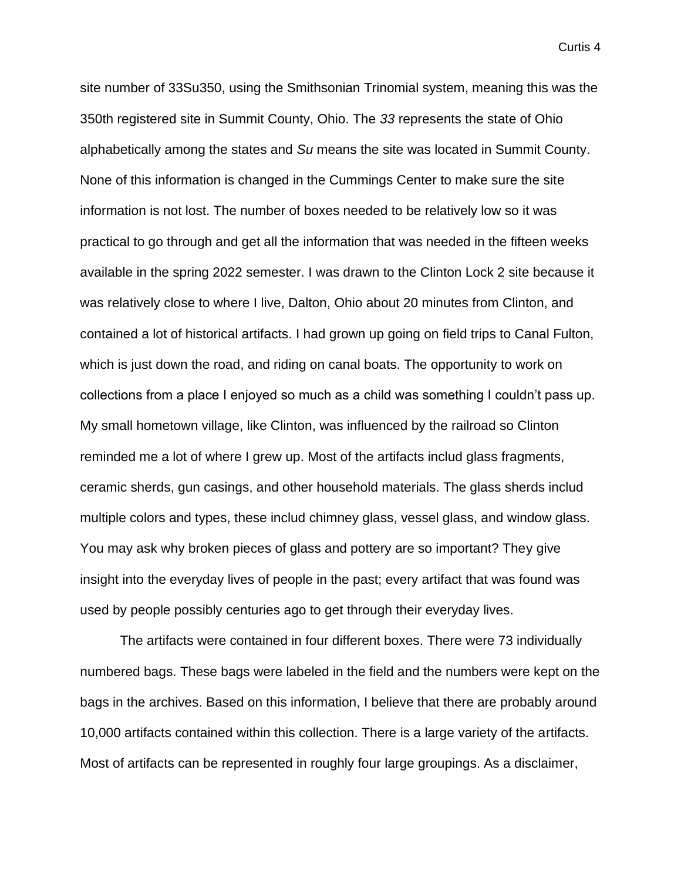site number of 33Su350, using the Smithsonian Trinomial system, meaning this was the 350th registered site in Summit County, Ohio. The *33* represents the state of Ohio alphabetically among the states and *Su* means the site was located in Summit County. None of this information is changed in the Cummings Center to make sure the site information is not lost. The number of boxes needed to be relatively low so it was practical to go through and get all the information that was needed in the fifteen weeks available in the spring 2022 semester. I was drawn to the Clinton Lock 2 site because it was relatively close to where I live, Dalton, Ohio about 20 minutes from Clinton, and contained a lot of historical artifacts. I had grown up going on field trips to Canal Fulton, which is just down the road, and riding on canal boats. The opportunity to work on collections from a place I enjoyed so much as a child was something I couldn't pass up. My small hometown village, like Clinton, was influenced by the railroad so Clinton reminded me a lot of where I grew up. Most of the artifacts includ glass fragments, ceramic sherds, gun casings, and other household materials. The glass sherds includ multiple colors and types, these includ chimney glass, vessel glass, and window glass. You may ask why broken pieces of glass and pottery are so important? They give insight into the everyday lives of people in the past; every artifact that was found was used by people possibly centuries ago to get through their everyday lives.

The artifacts were contained in four different boxes. There were 73 individually numbered bags. These bags were labeled in the field and the numbers were kept on the bags in the archives. Based on this information, I believe that there are probably around 10,000 artifacts contained within this collection. There is a large variety of the artifacts. Most of artifacts can be represented in roughly four large groupings. As a disclaimer,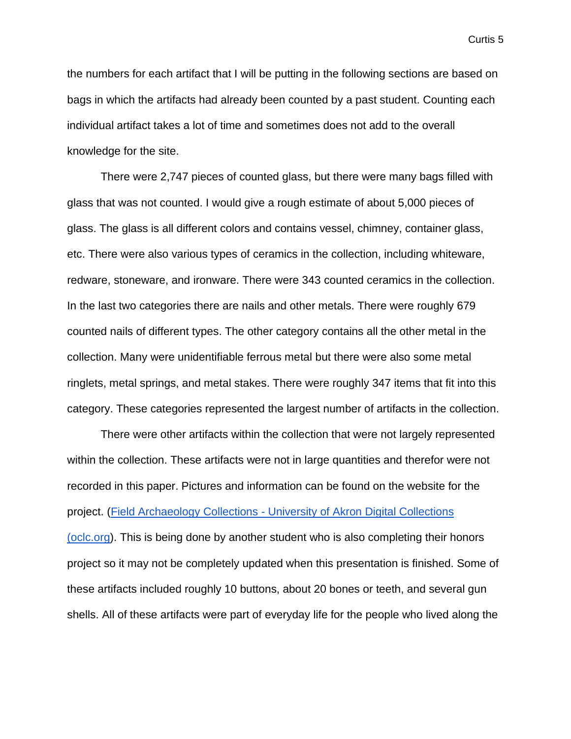the numbers for each artifact that I will be putting in the following sections are based on bags in which the artifacts had already been counted by a past student. Counting each individual artifact takes a lot of time and sometimes does not add to the overall knowledge for the site.

There were 2,747 pieces of counted glass, but there were many bags filled with glass that was not counted. I would give a rough estimate of about 5,000 pieces of glass. The glass is all different colors and contains vessel, chimney, container glass, etc. There were also various types of ceramics in the collection, including whiteware, redware, stoneware, and ironware. There were 343 counted ceramics in the collection. In the last two categories there are nails and other metals. There were roughly 679 counted nails of different types. The other category contains all the other metal in the collection. Many were unidentifiable ferrous metal but there were also some metal ringlets, metal springs, and metal stakes. There were roughly 347 items that fit into this category. These categories represented the largest number of artifacts in the collection.

There were other artifacts within the collection that were not largely represented within the collection. These artifacts were not in large quantities and therefor were not recorded in this paper. Pictures and information can be found on the website for the project. (Field Archaeology Collections - University of Akron Digital Collections (oclc.org)). This is being done by another student who is also completing their honors project so it may not be completely updated when this presentation is finished. Some of these artifacts included roughly 10 buttons, about 20 bones or teeth, and several gun shells. All of these artifacts were part of everyday life for the people who lived along the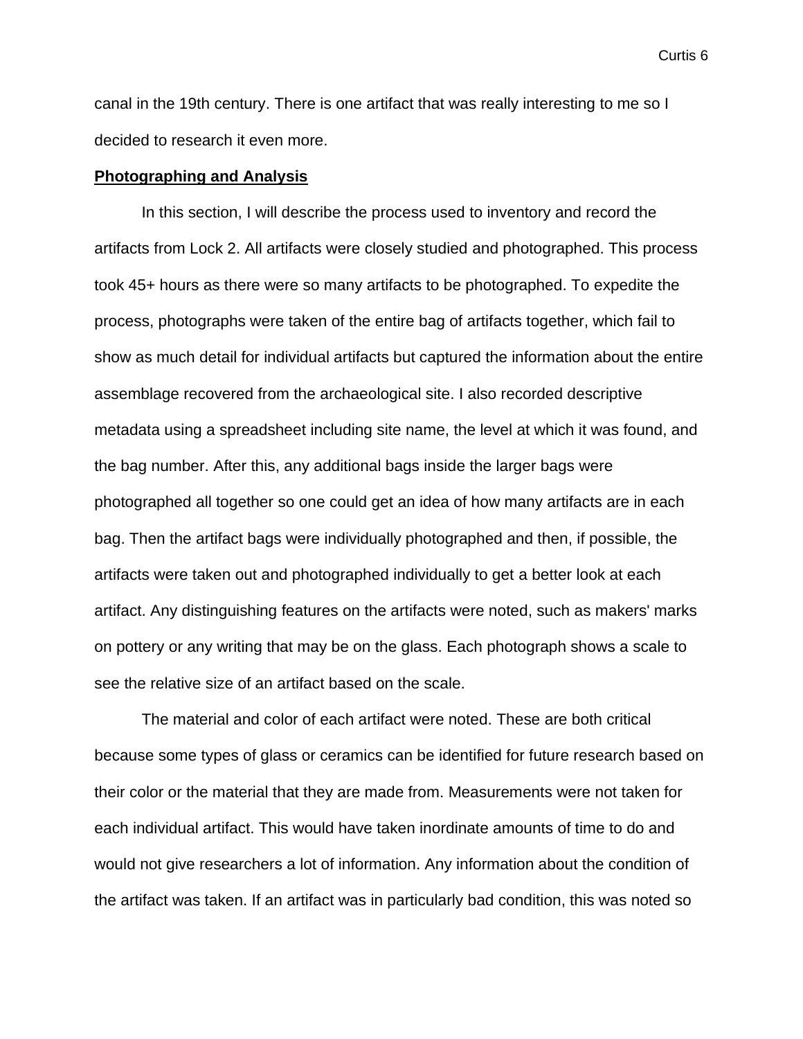canal in the 19th century. There is one artifact that was really interesting to me so I decided to research it even more.

## **Photographing and Analysis**

In this section, I will describe the process used to inventory and record the artifacts from Lock 2. All artifacts were closely studied and photographed. This process took 45+ hours as there were so many artifacts to be photographed. To expedite the process, photographs were taken of the entire bag of artifacts together, which fail to show as much detail for individual artifacts but captured the information about the entire assemblage recovered from the archaeological site. I also recorded descriptive metadata using a spreadsheet including site name, the level at which it was found, and the bag number. After this, any additional bags inside the larger bags were photographed all together so one could get an idea of how many artifacts are in each bag. Then the artifact bags were individually photographed and then, if possible, the artifacts were taken out and photographed individually to get a better look at each artifact. Any distinguishing features on the artifacts were noted, such as makers' marks on pottery or any writing that may be on the glass. Each photograph shows a scale to see the relative size of an artifact based on the scale.

The material and color of each artifact were noted. These are both critical because some types of glass or ceramics can be identified for future research based on their color or the material that they are made from. Measurements were not taken for each individual artifact. This would have taken inordinate amounts of time to do and would not give researchers a lot of information. Any information about the condition of the artifact was taken. If an artifact was in particularly bad condition, this was noted so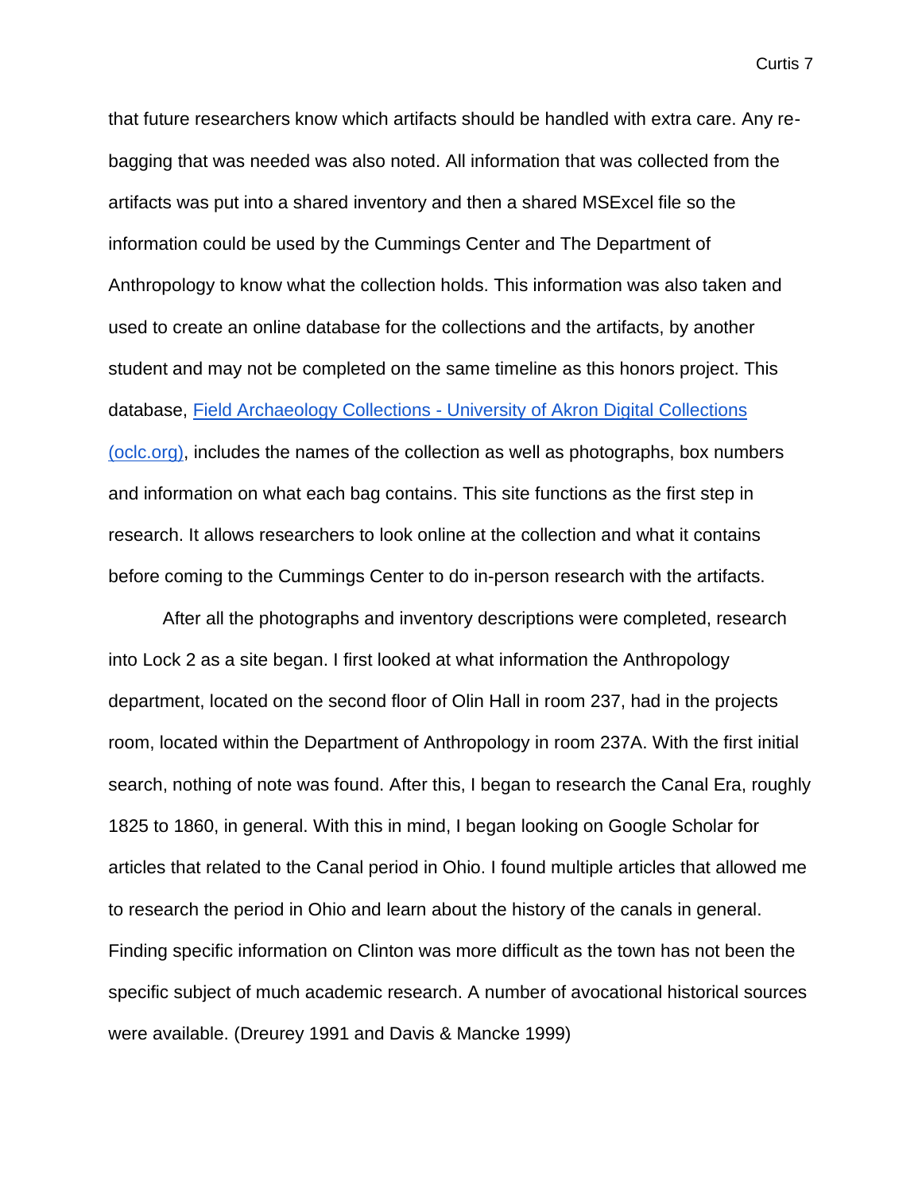that future researchers know which artifacts should be handled with extra care. Any re-bagging that was needed was also noted. All information that was collected from the artifacts was put into a shared inventory and then a shared MSExcel file so the information could be used by the Cummings Center and The Department of Anthropology to know what the collection holds. This information was also taken and used to create an online database for the collections and the artifacts, by another student and may not be completed on the same timeline as this honors project. This database, [Field Archaeology Collections - University of Akron Digital Collections (oclc.org)](), includes the names of the collection as well as photographs, box numbers and information on what each bag contains. This site functions as the first step in research. It allows researchers to look online at the collection and what it contains before coming to the Cummings Center to do in-person research with the artifacts.

After all the photographs and inventory descriptions were completed, research into Lock 2 as a site began. I first looked at what information the Anthropology department, located on the second floor of Olin Hall in room 237, had in the projects room, located within the Department of Anthropology in room 237A. With the first initial search, nothing of note was found. After this, I began to research the Canal Era, roughly 1825 to 1860, in general. With this in mind, I began looking on Google Scholar for articles that related to the Canal period in Ohio. I found multiple articles that allowed me to research the period in Ohio and learn about the history of the canals in general. Finding specific information on Clinton was more difficult as the town has not been the specific subject of much academic research. A number of avocational historical sources were available. (Dreurey 1991 and Davis & Mancke 1999)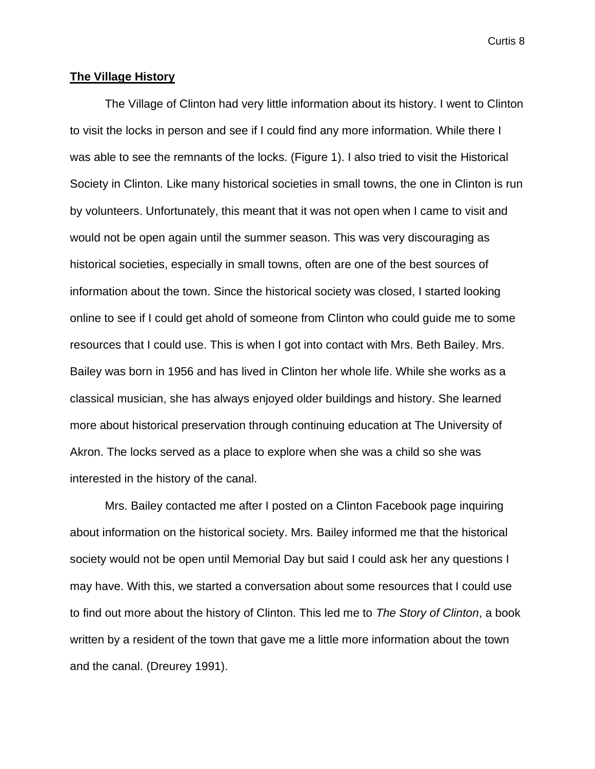## **The Village History**

The Village of Clinton had very little information about its history. I went to Clinton to visit the locks in person and see if I could find any more information. While there I was able to see the remnants of the locks. (Figure 1). I also tried to visit the Historical Society in Clinton. Like many historical societies in small towns, the one in Clinton is run by volunteers. Unfortunately, this meant that it was not open when I came to visit and would not be open again until the summer season. This was very discouraging as historical societies, especially in small towns, often are one of the best sources of information about the town. Since the historical society was closed, I started looking online to see if I could get ahold of someone from Clinton who could guide me to some resources that I could use. This is when I got into contact with Mrs. Beth Bailey. Mrs. Bailey was born in 1956 and has lived in Clinton her whole life. While she works as a classical musician, she has always enjoyed older buildings and history. She learned more about historical preservation through continuing education at The University of Akron. The locks served as a place to explore when she was a child so she was interested in the history of the canal.

Mrs. Bailey contacted me after I posted on a Clinton Facebook page inquiring about information on the historical society. Mrs. Bailey informed me that the historical society would not be open until Memorial Day but said I could ask her any questions I may have. With this, we started a conversation about some resources that I could use to find out more about the history of Clinton. This led me to *The Story of Clinton*, a book written by a resident of the town that gave me a little more information about the town and the canal. (Dreurey 1991).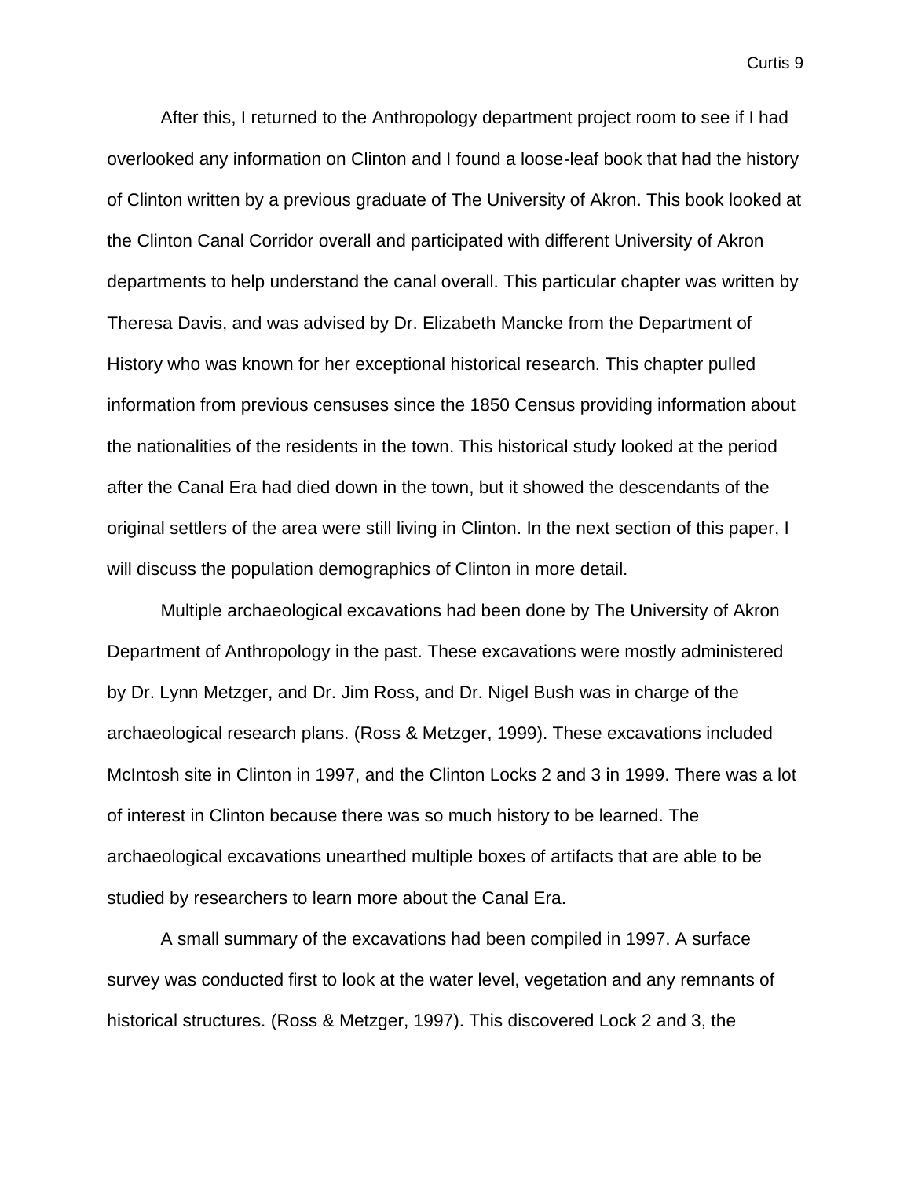After this, I returned to the Anthropology department project room to see if I had overlooked any information on Clinton and I found a loose-leaf book that had the history of Clinton written by a previous graduate of The University of Akron. This book looked at the Clinton Canal Corridor overall and participated with different University of Akron departments to help understand the canal overall. This particular chapter was written by Theresa Davis, and was advised by Dr. Elizabeth Mancke from the Department of History who was known for her exceptional historical research. This chapter pulled information from previous censuses since the 1850 Census providing information about the nationalities of the residents in the town. This historical study looked at the period after the Canal Era had died down in the town, but it showed the descendants of the original settlers of the area were still living in Clinton. In the next section of this paper, I will discuss the population demographics of Clinton in more detail.

Multiple archaeological excavations had been done by The University of Akron Department of Anthropology in the past. These excavations were mostly administered by Dr. Lynn Metzger, and Dr. Jim Ross, and Dr. Nigel Bush was in charge of the archaeological research plans. (Ross & Metzger, 1999). These excavations included McIntosh site in Clinton in 1997, and the Clinton Locks 2 and 3 in 1999. There was a lot of interest in Clinton because there was so much history to be learned. The archaeological excavations unearthed multiple boxes of artifacts that are able to be studied by researchers to learn more about the Canal Era.

A small summary of the excavations had been compiled in 1997. A surface survey was conducted first to look at the water level, vegetation and any remnants of historical structures. (Ross & Metzger, 1997). This discovered Lock 2 and 3, the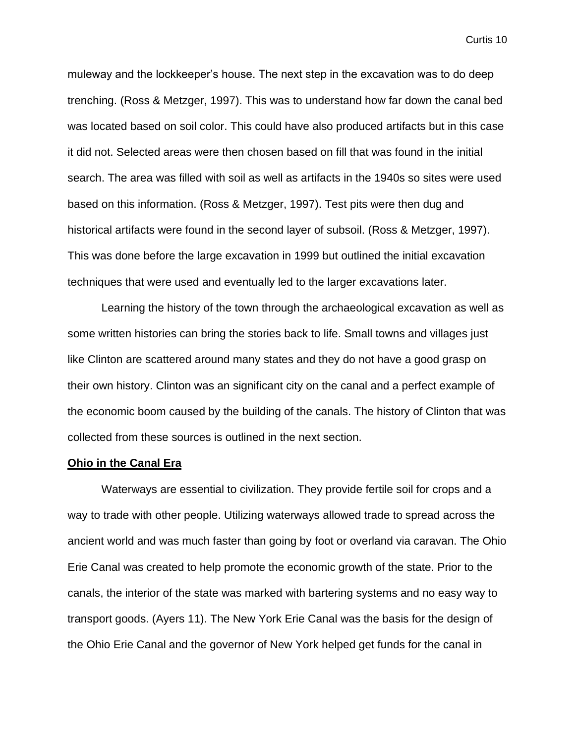muleway and the lockkeeper's house. The next step in the excavation was to do deep trenching. (Ross & Metzger, 1997). This was to understand how far down the canal bed was located based on soil color. This could have also produced artifacts but in this case it did not. Selected areas were then chosen based on fill that was found in the initial search. The area was filled with soil as well as artifacts in the 1940s so sites were used based on this information. (Ross & Metzger, 1997). Test pits were then dug and historical artifacts were found in the second layer of subsoil. (Ross & Metzger, 1997). This was done before the large excavation in 1999 but outlined the initial excavation techniques that were used and eventually led to the larger excavations later.

Learning the history of the town through the archaeological excavation as well as some written histories can bring the stories back to life. Small towns and villages just like Clinton are scattered around many states and they do not have a good grasp on their own history. Clinton was an significant city on the canal and a perfect example of the economic boom caused by the building of the canals. The history of Clinton that was collected from these sources is outlined in the next section.

**Ohio in the Canal Era**

Waterways are essential to civilization. They provide fertile soil for crops and a way to trade with other people. Utilizing waterways allowed trade to spread across the ancient world and was much faster than going by foot or overland via caravan. The Ohio Erie Canal was created to help promote the economic growth of the state. Prior to the canals, the interior of the state was marked with bartering systems and no easy way to transport goods. (Ayers 11). The New York Erie Canal was the basis for the design of the Ohio Erie Canal and the governor of New York helped get funds for the canal in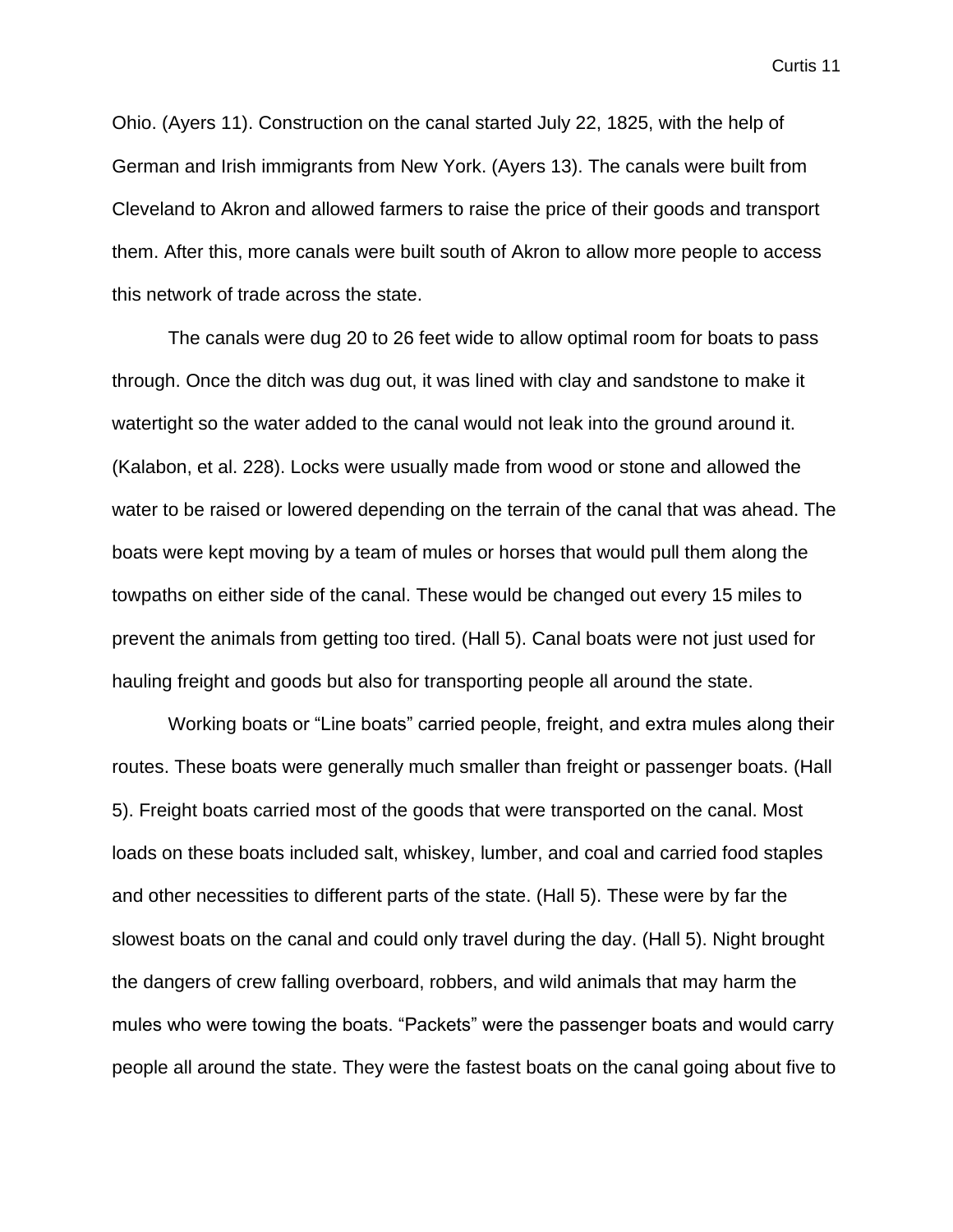Ohio. (Ayers 11). Construction on the canal started July 22, 1825, with the help of German and Irish immigrants from New York. (Ayers 13). The canals were built from Cleveland to Akron and allowed farmers to raise the price of their goods and transport them. After this, more canals were built south of Akron to allow more people to access this network of trade across the state.

The canals were dug 20 to 26 feet wide to allow optimal room for boats to pass through. Once the ditch was dug out, it was lined with clay and sandstone to make it watertight so the water added to the canal would not leak into the ground around it. (Kalabon, et al. 228). Locks were usually made from wood or stone and allowed the water to be raised or lowered depending on the terrain of the canal that was ahead. The boats were kept moving by a team of mules or horses that would pull them along the towpaths on either side of the canal. These would be changed out every 15 miles to prevent the animals from getting too tired. (Hall 5). Canal boats were not just used for hauling freight and goods but also for transporting people all around the state.

Working boats or "Line boats" carried people, freight, and extra mules along their routes. These boats were generally much smaller than freight or passenger boats. (Hall 5). Freight boats carried most of the goods that were transported on the canal. Most loads on these boats included salt, whiskey, lumber, and coal and carried food staples and other necessities to different parts of the state. (Hall 5). These were by far the slowest boats on the canal and could only travel during the day. (Hall 5). Night brought the dangers of crew falling overboard, robbers, and wild animals that may harm the mules who were towing the boats. "Packets" were the passenger boats and would carry people all around the state. They were the fastest boats on the canal going about five to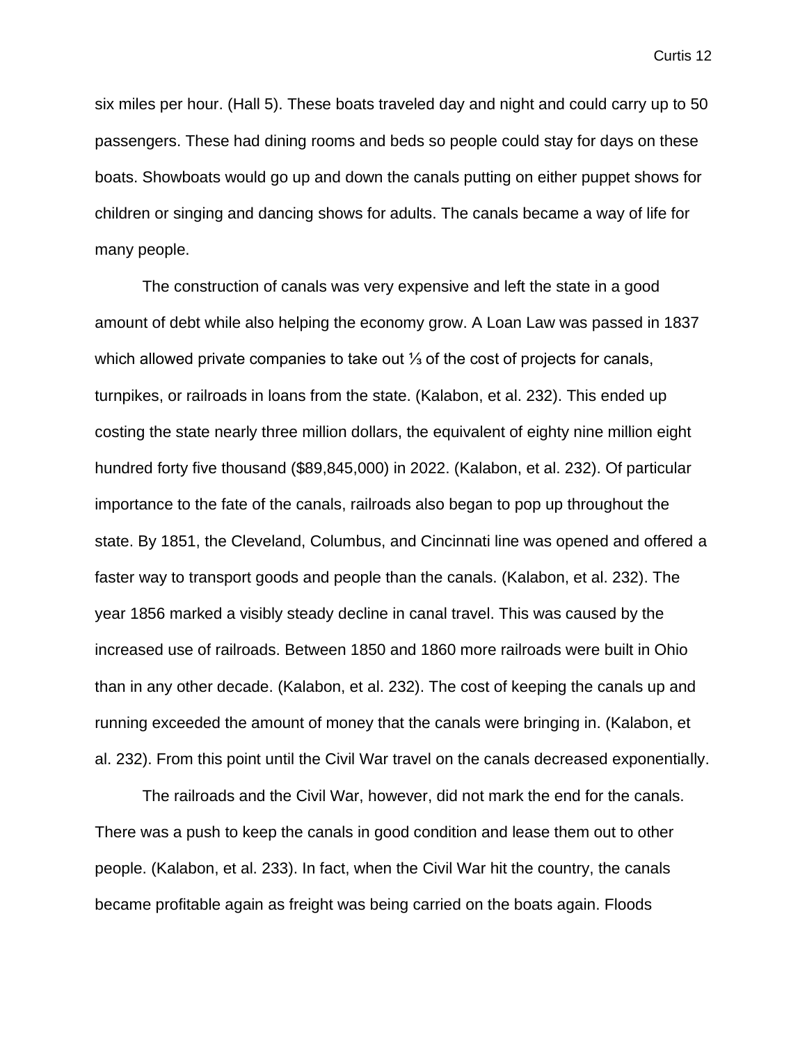six miles per hour. (Hall 5). These boats traveled day and night and could carry up to 50 passengers. These had dining rooms and beds so people could stay for days on these boats. Showboats would go up and down the canals putting on either puppet shows for children or singing and dancing shows for adults. The canals became a way of life for many people.

The construction of canals was very expensive and left the state in a good amount of debt while also helping the economy grow. A Loan Law was passed in 1837 which allowed private companies to take out ⅓ of the cost of projects for canals, turnpikes, or railroads in loans from the state. (Kalabon, et al. 232). This ended up costing the state nearly three million dollars, the equivalent of eighty nine million eight hundred forty five thousand ($89,845,000) in 2022. (Kalabon, et al. 232). Of particular importance to the fate of the canals, railroads also began to pop up throughout the state. By 1851, the Cleveland, Columbus, and Cincinnati line was opened and offered a faster way to transport goods and people than the canals. (Kalabon, et al. 232). The year 1856 marked a visibly steady decline in canal travel. This was caused by the increased use of railroads. Between 1850 and 1860 more railroads were built in Ohio than in any other decade. (Kalabon, et al. 232). The cost of keeping the canals up and running exceeded the amount of money that the canals were bringing in. (Kalabon, et al. 232). From this point until the Civil War travel on the canals decreased exponentially.

The railroads and the Civil War, however, did not mark the end for the canals. There was a push to keep the canals in good condition and lease them out to other people. (Kalabon, et al. 233). In fact, when the Civil War hit the country, the canals became profitable again as freight was being carried on the boats again. Floods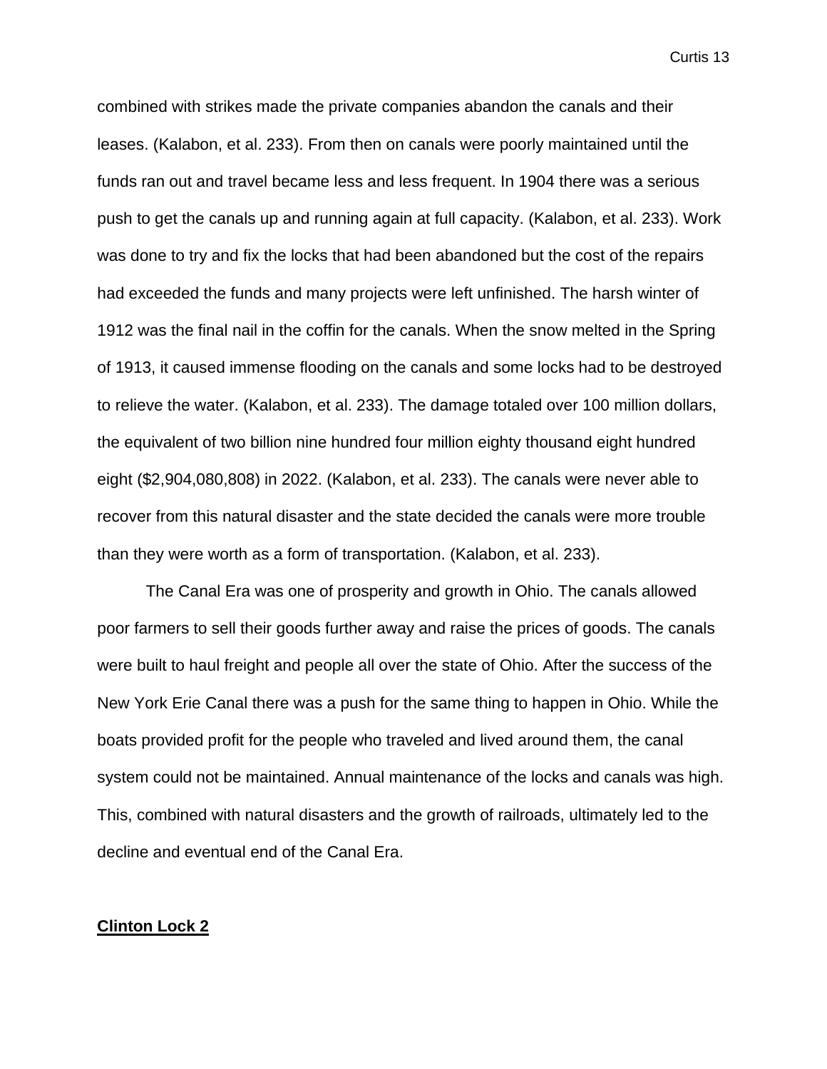combined with strikes made the private companies abandon the canals and their leases. (Kalabon, et al. 233). From then on canals were poorly maintained until the funds ran out and travel became less and less frequent. In 1904 there was a serious push to get the canals up and running again at full capacity. (Kalabon, et al. 233). Work was done to try and fix the locks that had been abandoned but the cost of the repairs had exceeded the funds and many projects were left unfinished. The harsh winter of 1912 was the final nail in the coffin for the canals. When the snow melted in the Spring of 1913, it caused immense flooding on the canals and some locks had to be destroyed to relieve the water. (Kalabon, et al. 233). The damage totaled over 100 million dollars, the equivalent of two billion nine hundred four million eighty thousand eight hundred eight ($2,904,080,808) in 2022. (Kalabon, et al. 233). The canals were never able to recover from this natural disaster and the state decided the canals were more trouble than they were worth as a form of transportation. (Kalabon, et al. 233).

The Canal Era was one of prosperity and growth in Ohio. The canals allowed poor farmers to sell their goods further away and raise the prices of goods. The canals were built to haul freight and people all over the state of Ohio. After the success of the New York Erie Canal there was a push for the same thing to happen in Ohio. While the boats provided profit for the people who traveled and lived around them, the canal system could not be maintained. Annual maintenance of the locks and canals was high. This, combined with natural disasters and the growth of railroads, ultimately led to the decline and eventual end of the Canal Era.

## **Clinton Lock 2**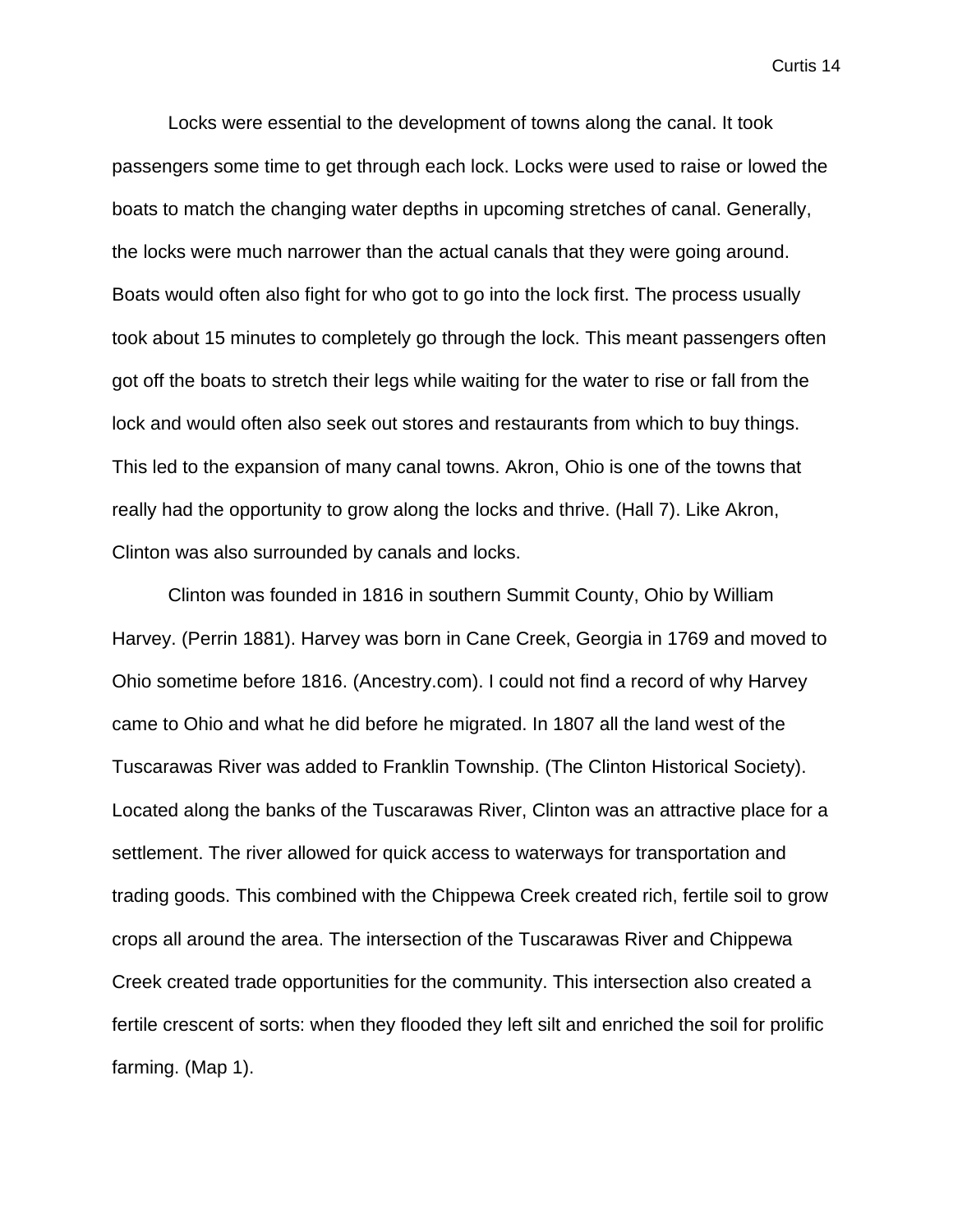Locks were essential to the development of towns along the canal. It took passengers some time to get through each lock. Locks were used to raise or lowed the boats to match the changing water depths in upcoming stretches of canal. Generally, the locks were much narrower than the actual canals that they were going around. Boats would often also fight for who got to go into the lock first. The process usually took about 15 minutes to completely go through the lock. This meant passengers often got off the boats to stretch their legs while waiting for the water to rise or fall from the lock and would often also seek out stores and restaurants from which to buy things. This led to the expansion of many canal towns. Akron, Ohio is one of the towns that really had the opportunity to grow along the locks and thrive. (Hall 7). Like Akron, Clinton was also surrounded by canals and locks.

Clinton was founded in 1816 in southern Summit County, Ohio by William Harvey. (Perrin 1881). Harvey was born in Cane Creek, Georgia in 1769 and moved to Ohio sometime before 1816. (Ancestry.com). I could not find a record of why Harvey came to Ohio and what he did before he migrated. In 1807 all the land west of the Tuscarawas River was added to Franklin Township. (The Clinton Historical Society). Located along the banks of the Tuscarawas River, Clinton was an attractive place for a settlement. The river allowed for quick access to waterways for transportation and trading goods. This combined with the Chippewa Creek created rich, fertile soil to grow crops all around the area. The intersection of the Tuscarawas River and Chippewa Creek created trade opportunities for the community. This intersection also created a fertile crescent of sorts: when they flooded they left silt and enriched the soil for prolific farming. (Map 1).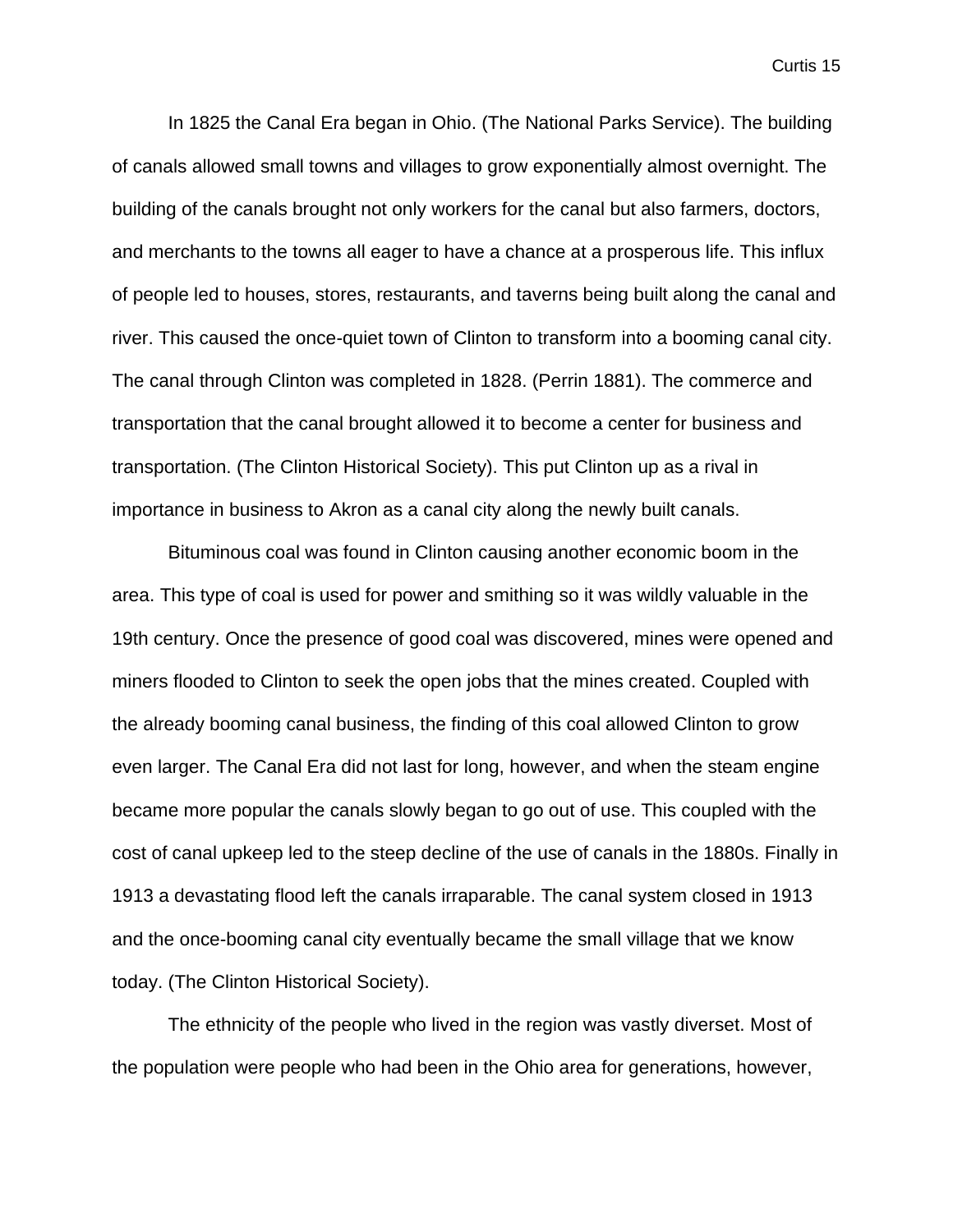In 1825 the Canal Era began in Ohio. (The National Parks Service). The building of canals allowed small towns and villages to grow exponentially almost overnight. The building of the canals brought not only workers for the canal but also farmers, doctors, and merchants to the towns all eager to have a chance at a prosperous life. This influx of people led to houses, stores, restaurants, and taverns being built along the canal and river. This caused the once-quiet town of Clinton to transform into a booming canal city. The canal through Clinton was completed in 1828. (Perrin 1881). The commerce and transportation that the canal brought allowed it to become a center for business and transportation. (The Clinton Historical Society). This put Clinton up as a rival in importance in business to Akron as a canal city along the newly built canals.

Bituminous coal was found in Clinton causing another economic boom in the area. This type of coal is used for power and smithing so it was wildly valuable in the 19th century. Once the presence of good coal was discovered, mines were opened and miners flooded to Clinton to seek the open jobs that the mines created. Coupled with the already booming canal business, the finding of this coal allowed Clinton to grow even larger. The Canal Era did not last for long, however, and when the steam engine became more popular the canals slowly began to go out of use. This coupled with the cost of canal upkeep led to the steep decline of the use of canals in the 1880s. Finally in 1913 a devastating flood left the canals irraparable. The canal system closed in 1913 and the once-booming canal city eventually became the small village that we know today. (The Clinton Historical Society).

The ethnicity of the people who lived in the region was vastly diverset. Most of the population were people who had been in the Ohio area for generations, however,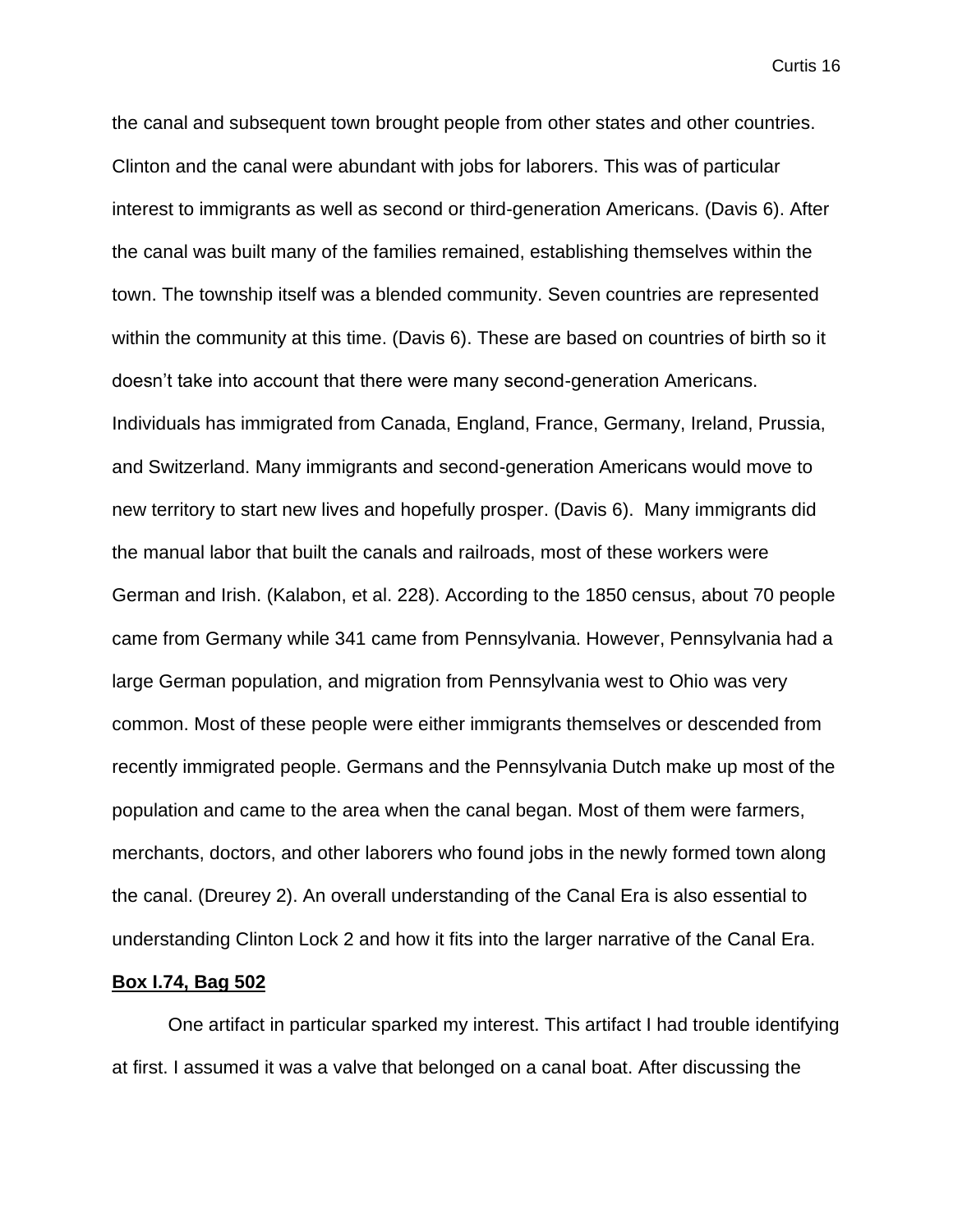the canal and subsequent town brought people from other states and other countries. Clinton and the canal were abundant with jobs for laborers. This was of particular interest to immigrants as well as second or third-generation Americans. (Davis 6). After the canal was built many of the families remained, establishing themselves within the town. The township itself was a blended community. Seven countries are represented within the community at this time. (Davis 6). These are based on countries of birth so it doesn't take into account that there were many second-generation Americans. Individuals has immigrated from Canada, England, France, Germany, Ireland, Prussia, and Switzerland. Many immigrants and second-generation Americans would move to new territory to start new lives and hopefully prosper. (Davis 6). Many immigrants did the manual labor that built the canals and railroads, most of these workers were German and Irish. (Kalabon, et al. 228). According to the 1850 census, about 70 people came from Germany while 341 came from Pennsylvania. However, Pennsylvania had a large German population, and migration from Pennsylvania west to Ohio was very common. Most of these people were either immigrants themselves or descended from recently immigrated people. Germans and the Pennsylvania Dutch make up most of the population and came to the area when the canal began. Most of them were farmers, merchants, doctors, and other laborers who found jobs in the newly formed town along the canal. (Dreurey 2). An overall understanding of the Canal Era is also essential to understanding Clinton Lock 2 and how it fits into the larger narrative of the Canal Era.

**Box I.74, Bag 502**

One artifact in particular sparked my interest. This artifact I had trouble identifying at first. I assumed it was a valve that belonged on a canal boat. After discussing the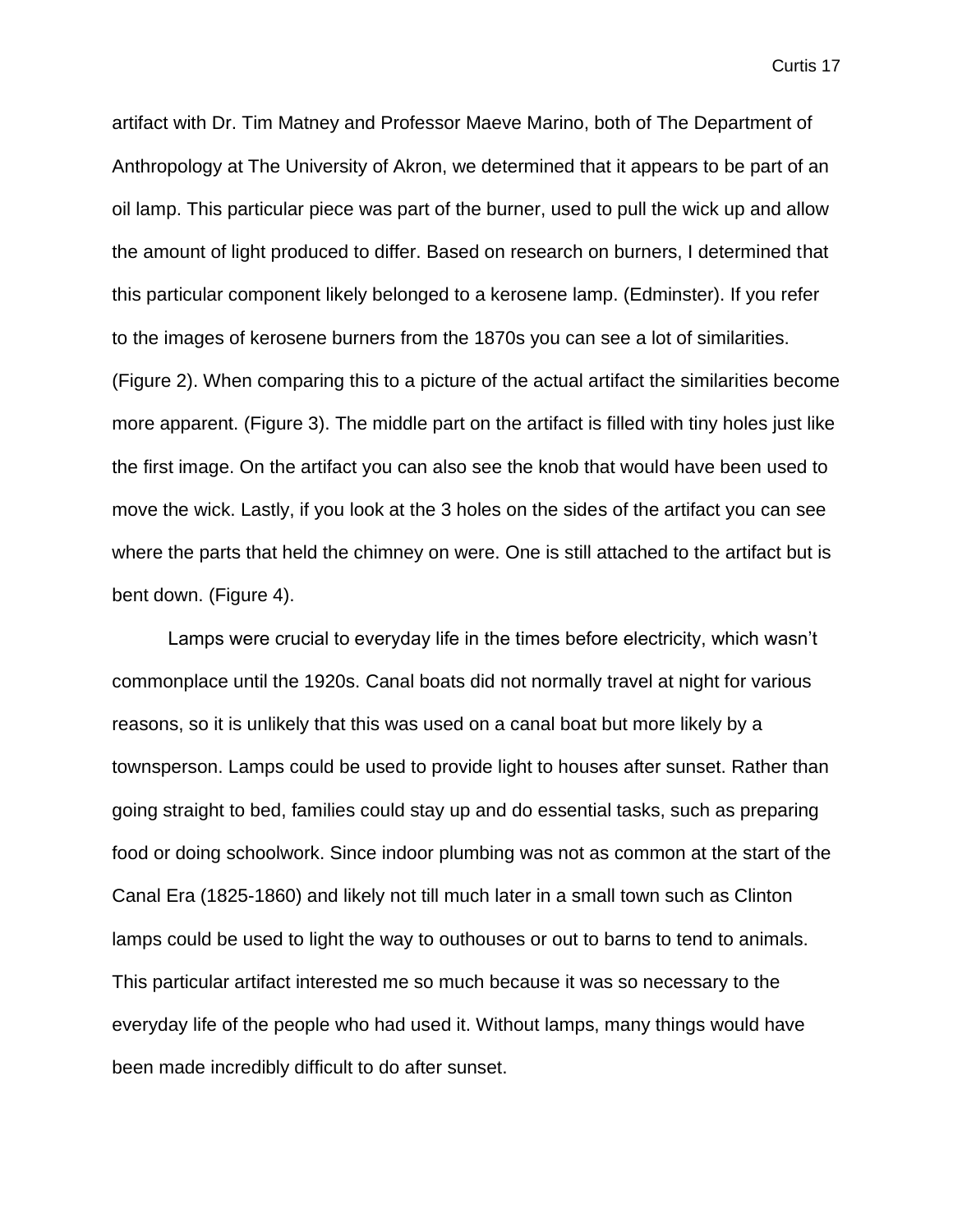artifact with Dr. Tim Matney and Professor Maeve Marino, both of The Department of Anthropology at The University of Akron, we determined that it appears to be part of an oil lamp. This particular piece was part of the burner, used to pull the wick up and allow the amount of light produced to differ. Based on research on burners, I determined that this particular component likely belonged to a kerosene lamp. (Edminster). If you refer to the images of kerosene burners from the 1870s you can see a lot of similarities. (Figure 2). When comparing this to a picture of the actual artifact the similarities become more apparent. (Figure 3). The middle part on the artifact is filled with tiny holes just like the first image. On the artifact you can also see the knob that would have been used to move the wick. Lastly, if you look at the 3 holes on the sides of the artifact you can see where the parts that held the chimney on were. One is still attached to the artifact but is bent down. (Figure 4).

Lamps were crucial to everyday life in the times before electricity, which wasn't commonplace until the 1920s. Canal boats did not normally travel at night for various reasons, so it is unlikely that this was used on a canal boat but more likely by a townsperson. Lamps could be used to provide light to houses after sunset. Rather than going straight to bed, families could stay up and do essential tasks, such as preparing food or doing schoolwork. Since indoor plumbing was not as common at the start of the Canal Era (1825-1860) and likely not till much later in a small town such as Clinton lamps could be used to light the way to outhouses or out to barns to tend to animals. This particular artifact interested me so much because it was so necessary to the everyday life of the people who had used it. Without lamps, many things would have been made incredibly difficult to do after sunset.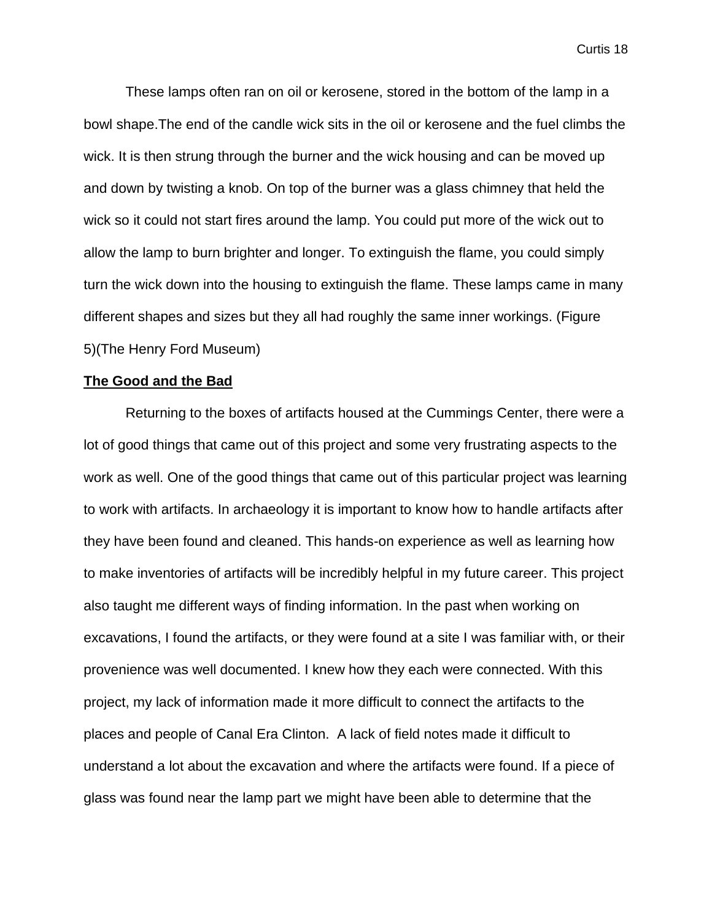These lamps often ran on oil or kerosene, stored in the bottom of the lamp in a bowl shape.The end of the candle wick sits in the oil or kerosene and the fuel climbs the wick. It is then strung through the burner and the wick housing and can be moved up and down by twisting a knob. On top of the burner was a glass chimney that held the wick so it could not start fires around the lamp. You could put more of the wick out to allow the lamp to burn brighter and longer. To extinguish the flame, you could simply turn the wick down into the housing to extinguish the flame. These lamps came in many different shapes and sizes but they all had roughly the same inner workings. (Figure 5)(The Henry Ford Museum)

**The Good and the Bad**

Returning to the boxes of artifacts housed at the Cummings Center, there were a lot of good things that came out of this project and some very frustrating aspects to the work as well. One of the good things that came out of this particular project was learning to work with artifacts. In archaeology it is important to know how to handle artifacts after they have been found and cleaned. This hands-on experience as well as learning how to make inventories of artifacts will be incredibly helpful in my future career. This project also taught me different ways of finding information. In the past when working on excavations, I found the artifacts, or they were found at a site I was familiar with, or their provenience was well documented. I knew how they each were connected. With this project, my lack of information made it more difficult to connect the artifacts to the places and people of Canal Era Clinton. A lack of field notes made it difficult to understand a lot about the excavation and where the artifacts were found. If a piece of glass was found near the lamp part we might have been able to determine that the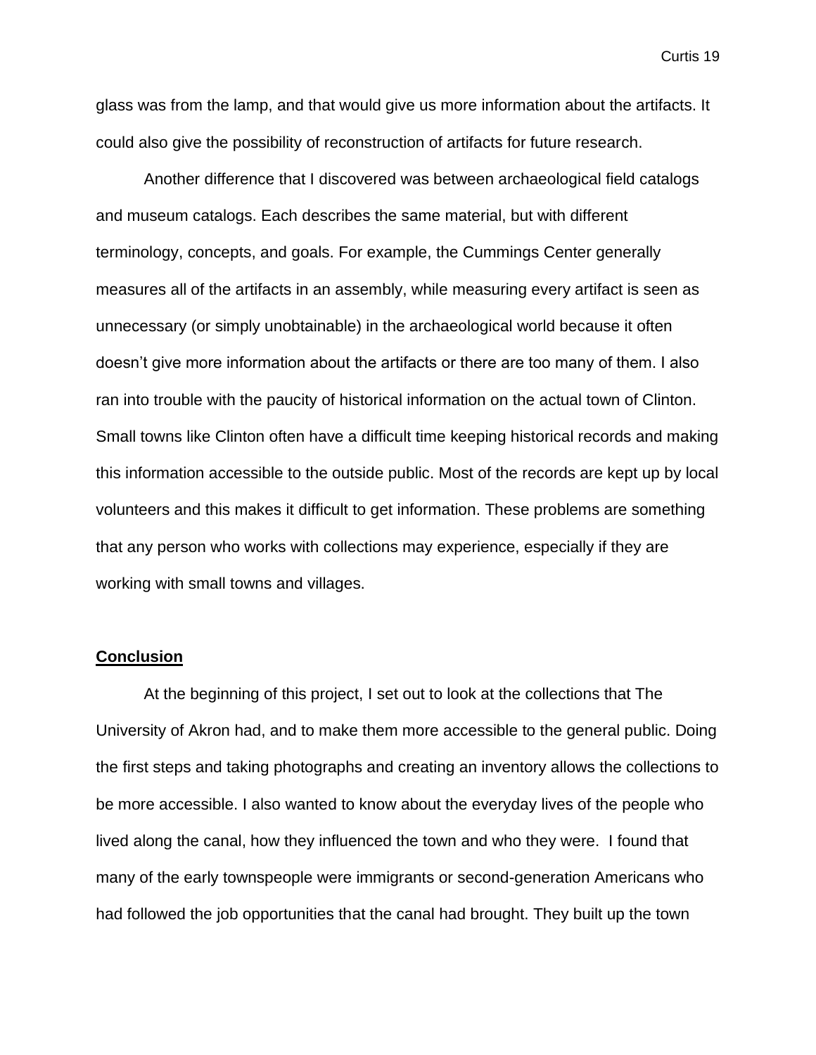glass was from the lamp, and that would give us more information about the artifacts. It could also give the possibility of reconstruction of artifacts for future research.

Another difference that I discovered was between archaeological field catalogs and museum catalogs. Each describes the same material, but with different terminology, concepts, and goals. For example, the Cummings Center generally measures all of the artifacts in an assembly, while measuring every artifact is seen as unnecessary (or simply unobtainable) in the archaeological world because it often doesn't give more information about the artifacts or there are too many of them. I also ran into trouble with the paucity of historical information on the actual town of Clinton. Small towns like Clinton often have a difficult time keeping historical records and making this information accessible to the outside public. Most of the records are kept up by local volunteers and this makes it difficult to get information. These problems are something that any person who works with collections may experience, especially if they are working with small towns and villages.

## Conclusion

At the beginning of this project, I set out to look at the collections that The University of Akron had, and to make them more accessible to the general public. Doing the first steps and taking photographs and creating an inventory allows the collections to be more accessible. I also wanted to know about the everyday lives of the people who lived along the canal, how they influenced the town and who they were. I found that many of the early townspeople were immigrants or second-generation Americans who had followed the job opportunities that the canal had brought. They built up the town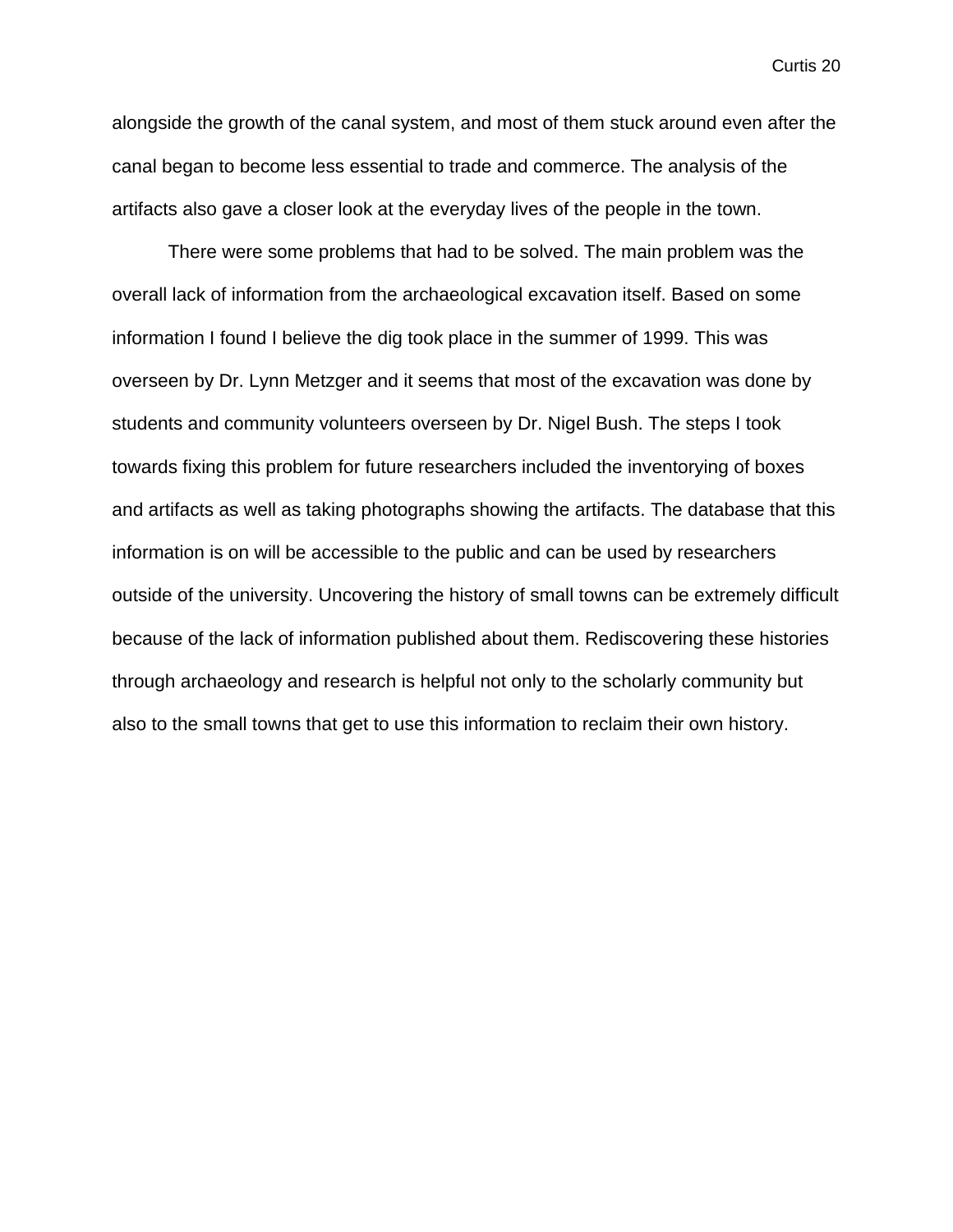alongside the growth of the canal system, and most of them stuck around even after the canal began to become less essential to trade and commerce. The analysis of the artifacts also gave a closer look at the everyday lives of the people in the town.

There were some problems that had to be solved. The main problem was the overall lack of information from the archaeological excavation itself. Based on some information I found I believe the dig took place in the summer of 1999. This was overseen by Dr. Lynn Metzger and it seems that most of the excavation was done by students and community volunteers overseen by Dr. Nigel Bush. The steps I took towards fixing this problem for future researchers included the inventorying of boxes and artifacts as well as taking photographs showing the artifacts. The database that this information is on will be accessible to the public and can be used by researchers outside of the university. Uncovering the history of small towns can be extremely difficult because of the lack of information published about them. Rediscovering these histories through archaeology and research is helpful not only to the scholarly community but also to the small towns that get to use this information to reclaim their own history.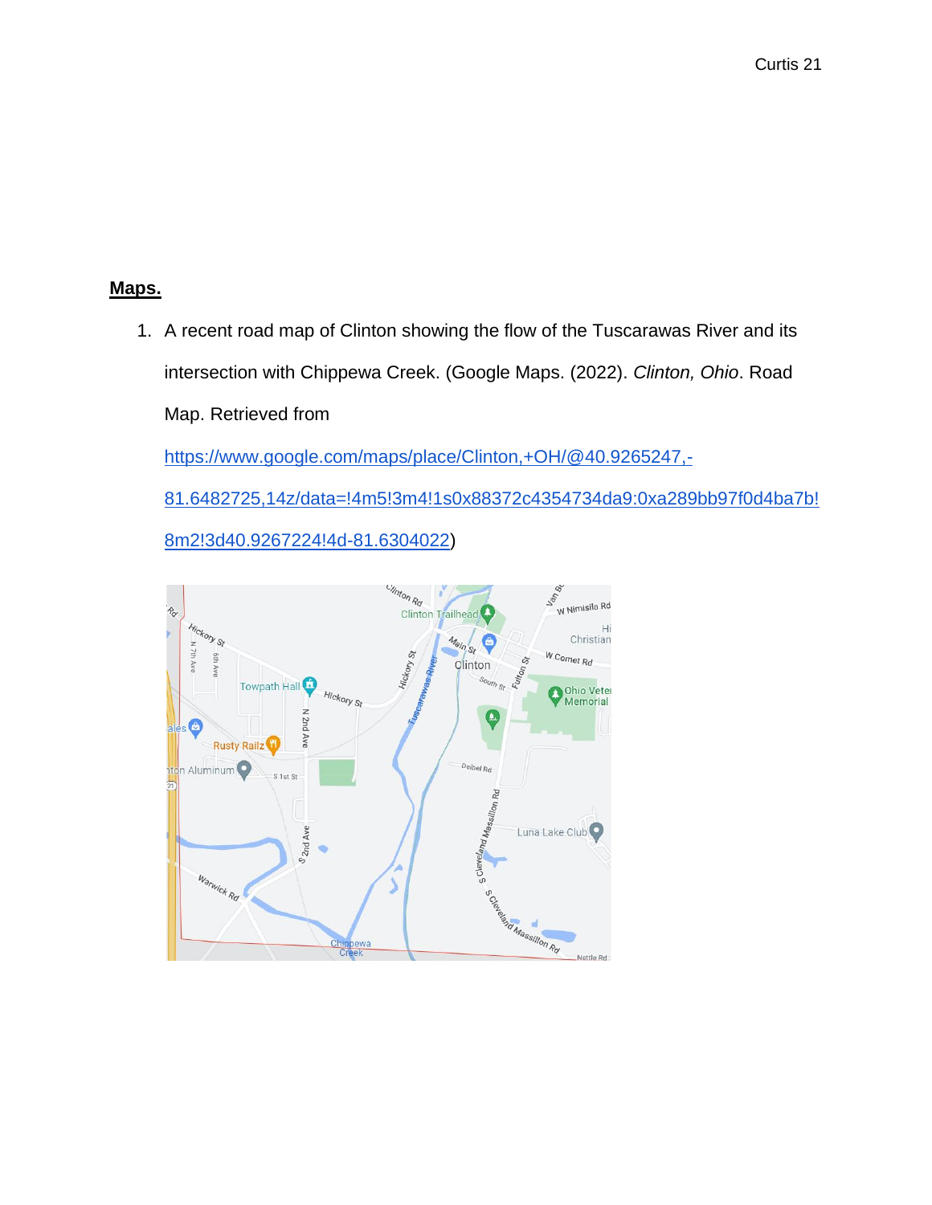**Maps.**

1. A recent road map of Clinton showing the flow of the Tuscarawas River and its intersection with Chippewa Creek. (Google Maps. (2022). *Clinton, Ohio*. Road Map. Retrieved from [https://www.google.com/maps/place/Clinton,+OH/@40.9265247,-81.6482725,14z/data=!4m5!3m4!1s0x88372c4354734da9:0xa289bb97f0d4ba7b!8m2!3d40.9267224!4d-81.6304022](https://www.google.com/maps/place/Clinton,+OH/@40.9265247,-81.6482725,14z/data=!4m5!3m4!1s0x88372c4354734da9:0xa289bb97f0d4ba7b!8m2!3d40.9267224!4d-81.6304022))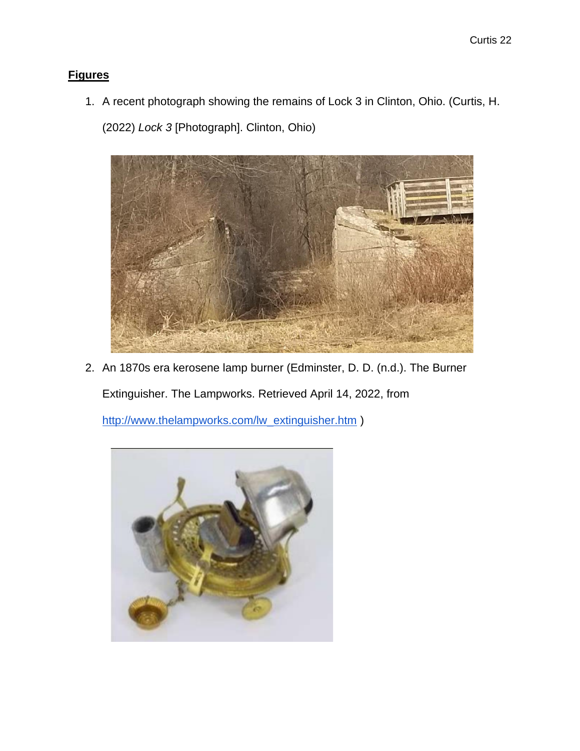## **Figures**

1. A recent photograph showing the remains of Lock 3 in Clinton, Ohio. (Curtis, H. (2022) *Lock 3* [Photograph]. Clinton, Ohio)

2. An 1870s era kerosene lamp burner (Edminster, D. D. (n.d.). The Burner Extinguisher. The Lampworks. Retrieved April 14, 2022, from [http://www.thelampworks.com/lw_extinguisher.htm](http://www.thelampworks.com/lw_extinguisher.htm) )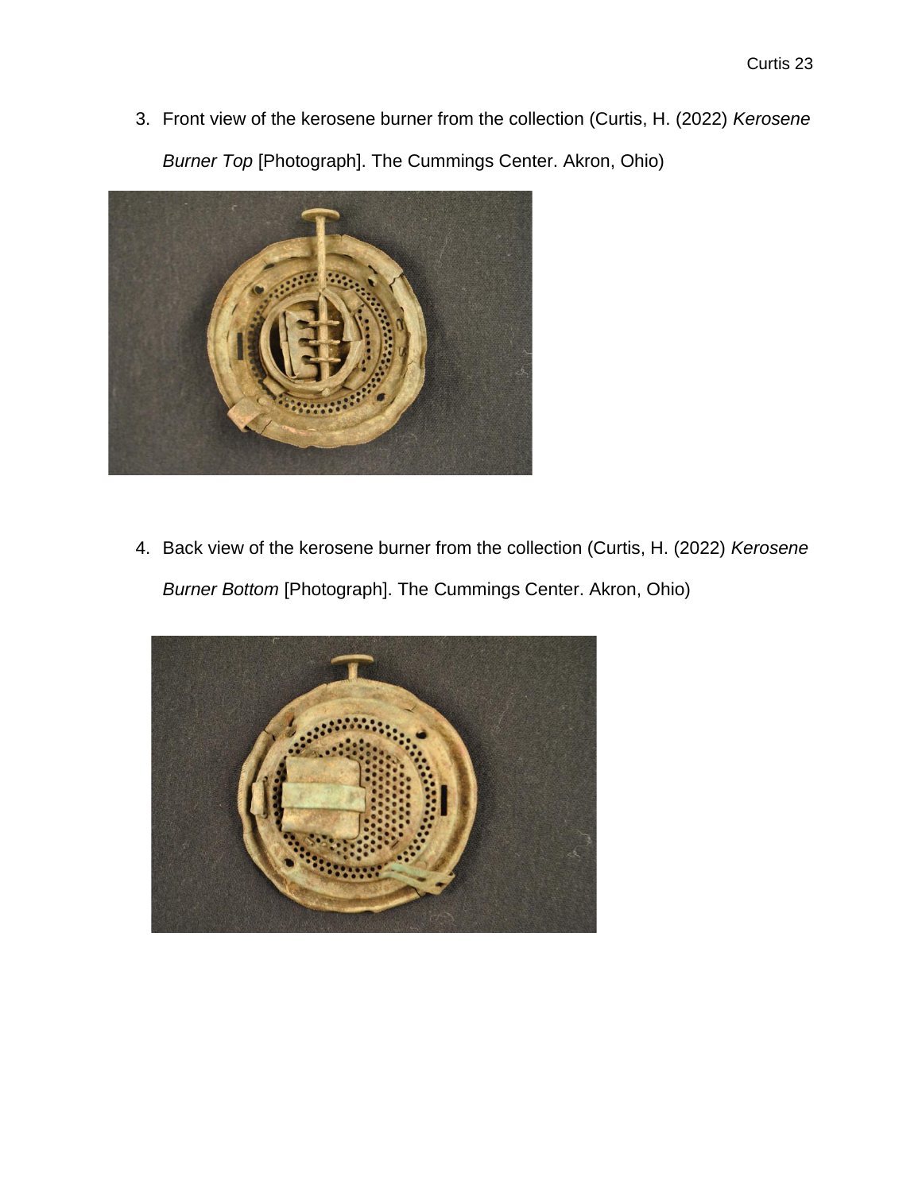3. Front view of the kerosene burner from the collection (Curtis, H. (2022) *Kerosene Burner Top* [Photograph]. The Cummings Center. Akron, Ohio)

4. Back view of the kerosene burner from the collection (Curtis, H. (2022) *Kerosene Burner Bottom* [Photograph]. The Cummings Center. Akron, Ohio)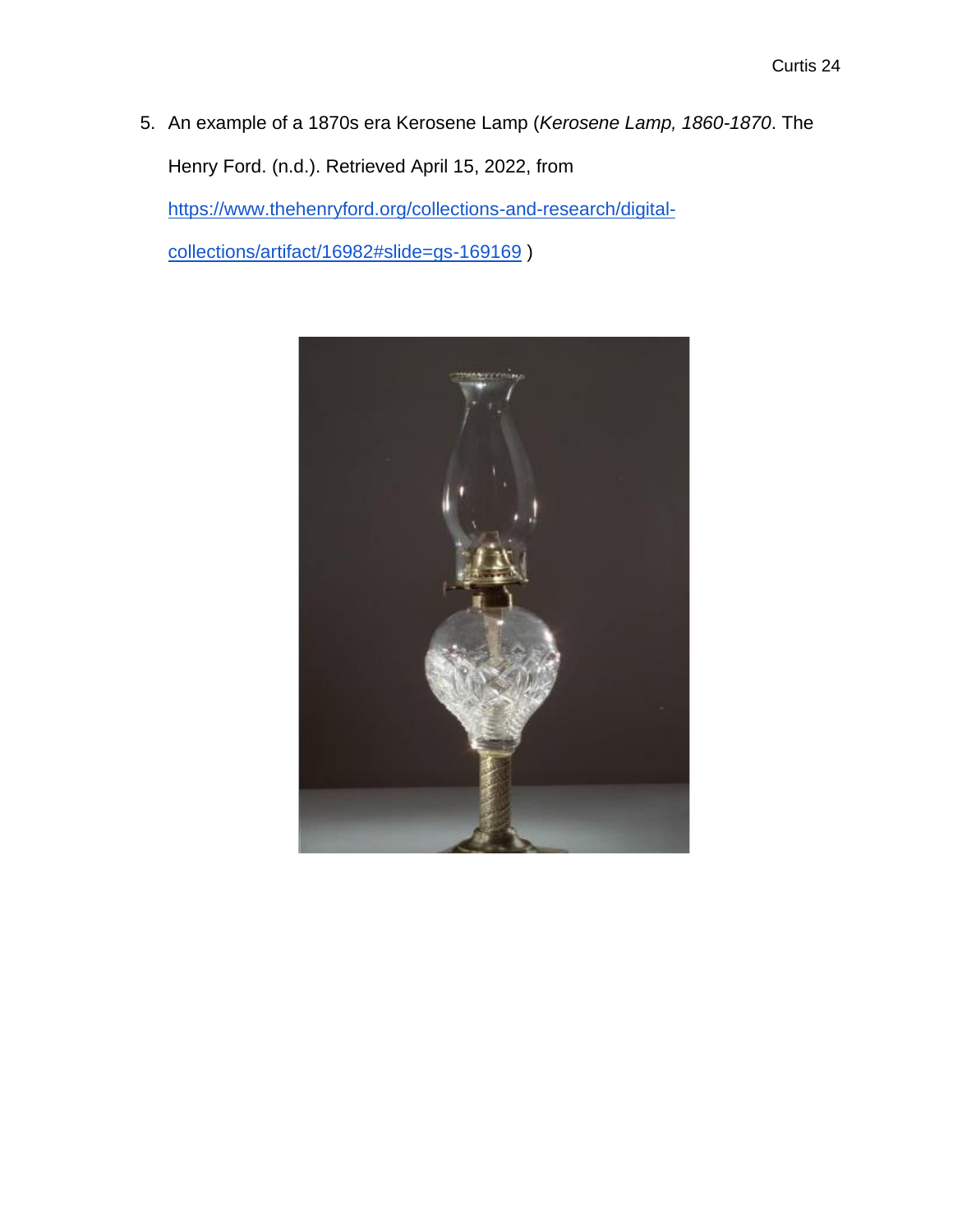5. An example of a 1870s era Kerosene Lamp (*Kerosene Lamp, 1860-1870*. The Henry Ford. (n.d.). Retrieved April 15, 2022, from https://www.thehenryford.org/collections-and-research/digital-collections/artifact/16982#slide=gs-169169 )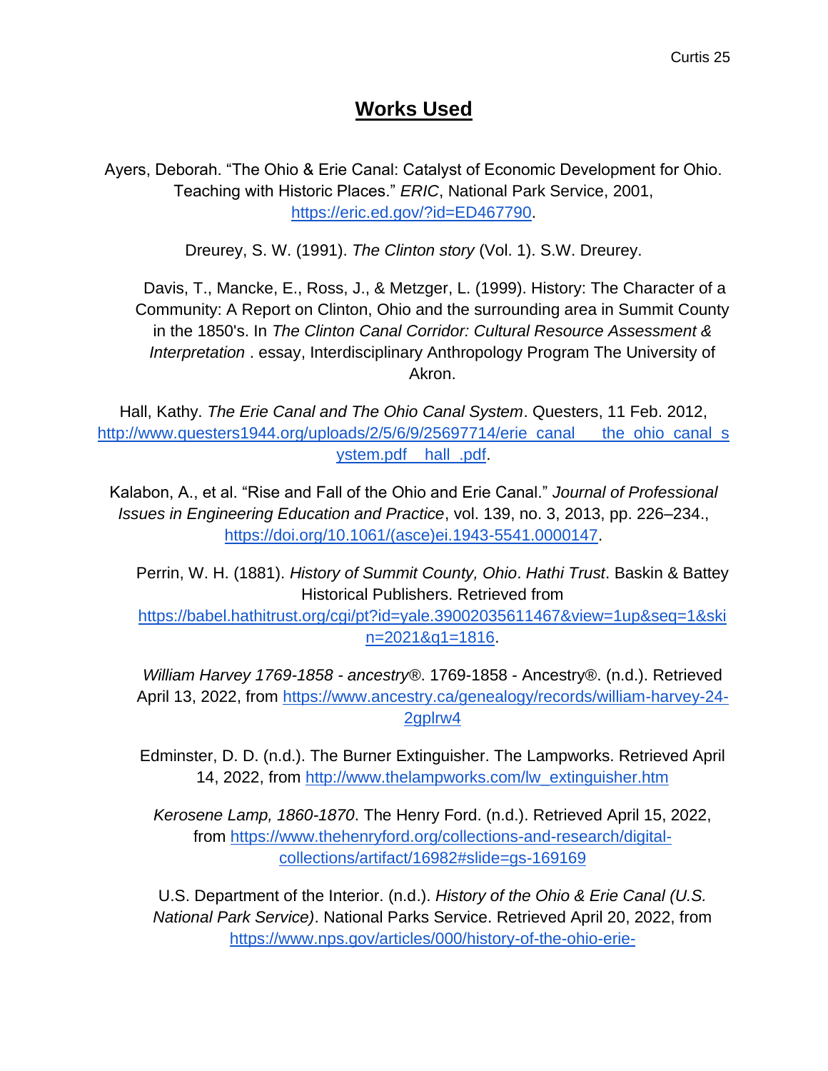# Works Used

Ayers, Deborah. "The Ohio & Erie Canal: Catalyst of Economic Development for Ohio. Teaching with Historic Places." *ERIC*, National Park Service, 2001, https://eric.ed.gov/?id=ED467790.

Dreurey, S. W. (1991). *The Clinton story* (Vol. 1). S.W. Dreurey.

Davis, T., Mancke, E., Ross, J., & Metzger, L. (1999). History: The Character of a Community: A Report on Clinton, Ohio and the surrounding area in Summit County in the 1850's. In *The Clinton Canal Corridor: Cultural Resource Assessment & Interpretation* . essay, Interdisciplinary Anthropology Program The University of Akron.

Hall, Kathy. *The Erie Canal and The Ohio Canal System*. Questers, 11 Feb. 2012, http://www.questers1944.org/uploads/2/5/6/9/25697714/erie_canal___the_ohio_canal_system.pdf__hall_.pdf.

Kalabon, A., et al. "Rise and Fall of the Ohio and Erie Canal." *Journal of Professional Issues in Engineering Education and Practice*, vol. 139, no. 3, 2013, pp. 226–234., https://doi.org/10.1061/(asce)ei.1943-5541.0000147.

Perrin, W. H. (1881). *History of Summit County, Ohio*. *Hathi Trust*. Baskin & Battey Historical Publishers. Retrieved from https://babel.hathitrust.org/cgi/pt?id=yale.39002035611467&view=1up&seq=1&skin=2021&q1=1816.

*William Harvey 1769-1858 - ancestry®*. 1769-1858 - Ancestry®. (n.d.). Retrieved April 13, 2022, from https://www.ancestry.ca/genealogy/records/william-harvey-24-2gplrw4

Edminster, D. D. (n.d.). The Burner Extinguisher. The Lampworks. Retrieved April 14, 2022, from http://www.thelampworks.com/lw_extinguisher.htm

*Kerosene Lamp, 1860-1870*. The Henry Ford. (n.d.). Retrieved April 15, 2022, from https://www.thehenryford.org/collections-and-research/digital-collections/artifact/16982#slide=gs-169169

U.S. Department of the Interior. (n.d.). *History of the Ohio & Erie Canal (U.S. National Park Service)*. National Parks Service. Retrieved April 20, 2022, from https://www.nps.gov/articles/000/history-of-the-ohio-erie-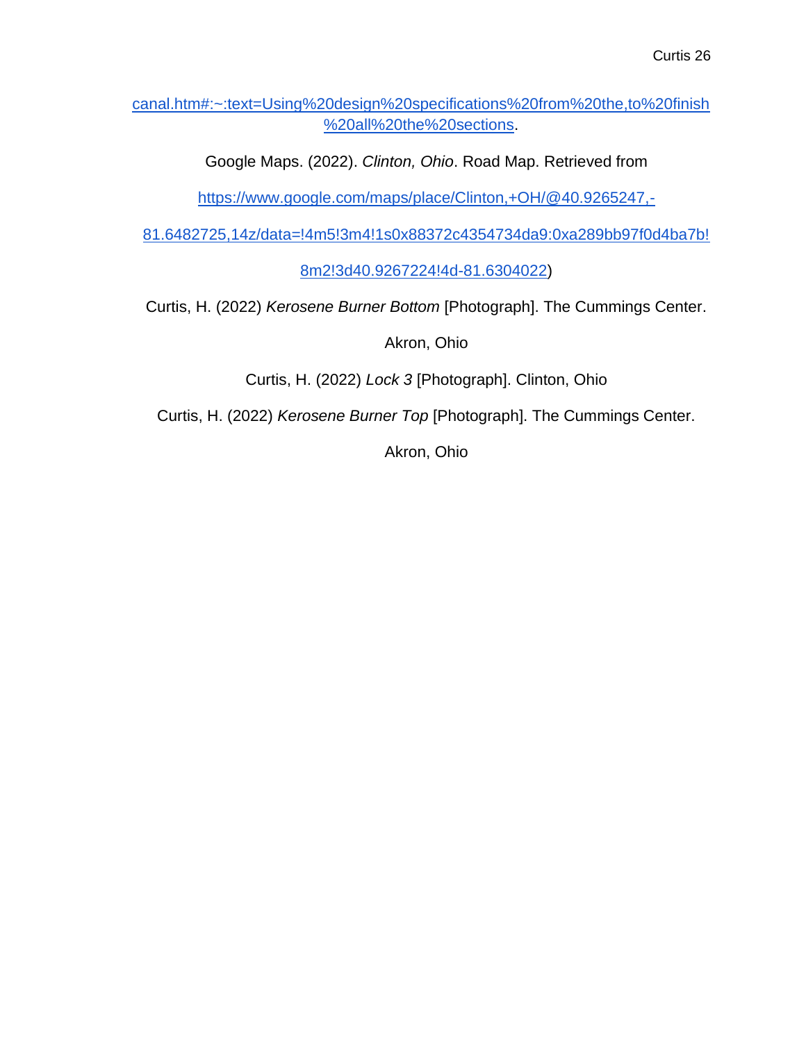canal.htm#:~:text=Using%20design%20specifications%20from%20the,to%20finish%20all%20the%20sections.

Google Maps. (2022). *Clinton, Ohio*. Road Map. Retrieved from https://www.google.com/maps/place/Clinton,+OH/@40.9265247,-81.6482725,14z/data=!4m5!3m4!1s0x88372c4354734da9:0xa289bb97f0d4ba7b!8m2!3d40.9267224!4d-81.6304022)

Curtis, H. (2022) *Kerosene Burner Bottom* [Photograph]. The Cummings Center. Akron, Ohio

Curtis, H. (2022) *Lock 3* [Photograph]. Clinton, Ohio

Curtis, H. (2022) *Kerosene Burner Top* [Photograph]. The Cummings Center. Akron, Ohio